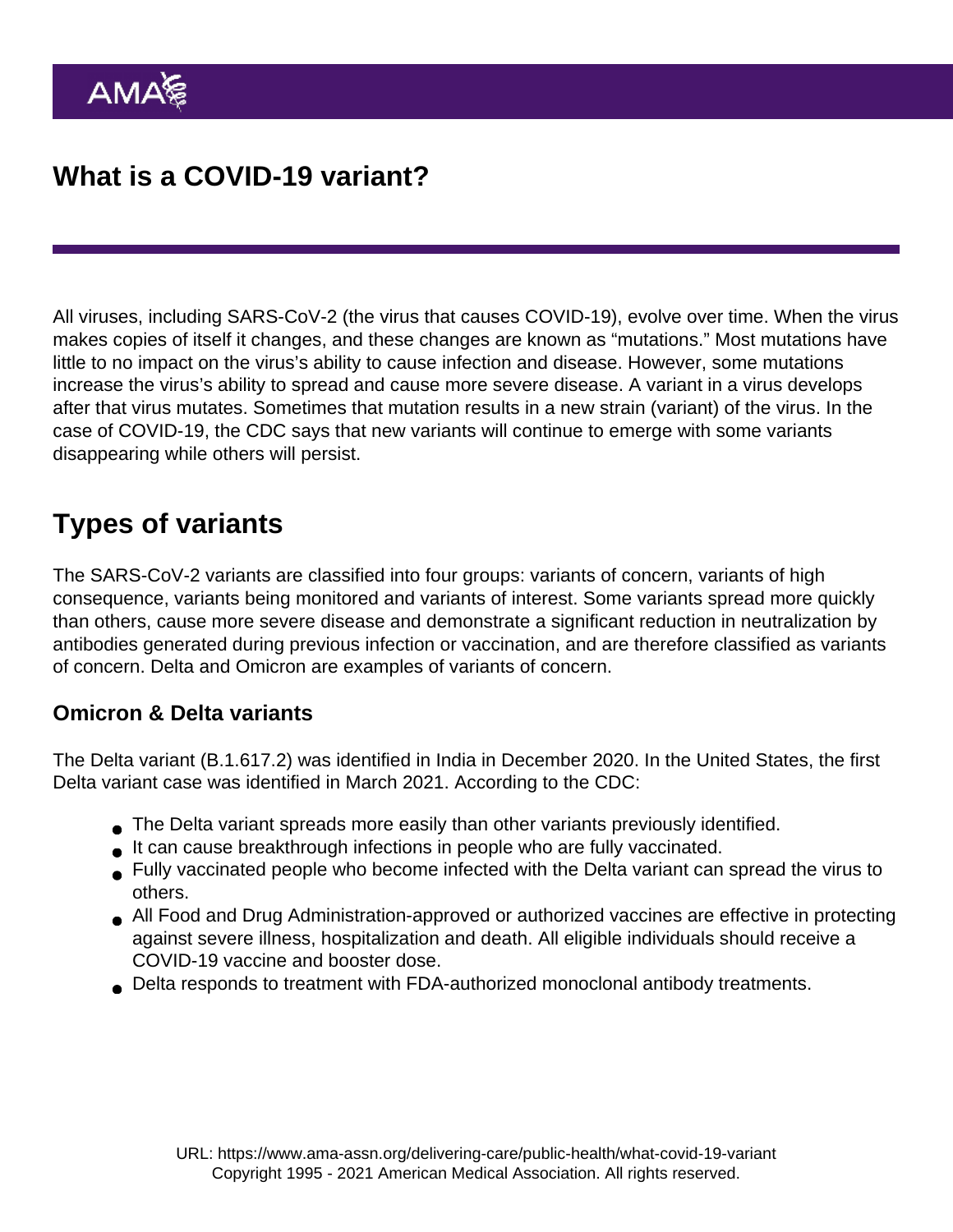# What is a COVID-19 variant?

All viruses, including SARS-CoV-2 (the virus that causes COVID-19), evolve over time. When the virus makes copies of itself it changes, and these changes are known as "mutations." Most mutations have little to no impact on the virus's ability to cause infection and disease. However, some mutations increase the virus's ability to spread and cause more severe disease. A variant in a virus develops after that virus mutates. Sometimes that mutation results in a new strain (variant) of the virus. In the case of COVID-19, the CDC says that new variants will continue to emerge with some variants disappearing while others will persist.

## Types of variants

The SARS-CoV-2 variants are classified into four groups: variants of concern, variants of high consequence, variants being monitored and variants of interest. Some variants spread more quickly than others, cause more severe disease and demonstrate a significant reduction in neutralization by antibodies generated during previous infection or vaccination, and are therefore classified as variants of concern. Delta and Omicron are examples of variants of concern.

### Omicron & Delta variants

The Delta variant (B.1.617.2) was identified in India in December 2020. In the United States, the first Delta variant case was identified in March 2021. According to the CDC:

- The Delta variant spreads more easily than other variants previously identified.
- It can cause breakthrough infections in people who are fully vaccinated.
- Fully vaccinated people who become infected with the Delta variant can spread the virus to others.
- All Food and Drug Administration-approved or authorized vaccines are effective in protecting against severe illness, hospitalization and death. All eligible individuals should receive a COVID-19 vaccine and booster dose.
- Delta responds to treatment with FDA-authorized monoclonal antibody treatments.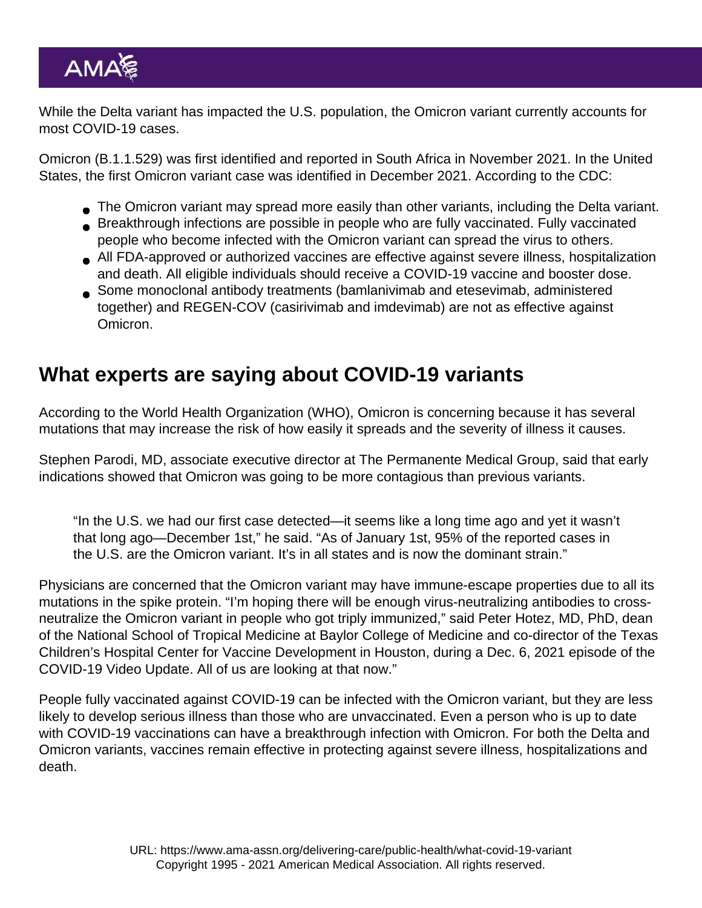While the Delta variant has impacted the U.S. population, the Omicron variant currently accounts for most COVID-19 cases.

Omicron (B.1.1.529) was first identified and reported in South Africa in November 2021. In the United States, the first Omicron variant case was identified in December 2021. According to the CDC:

- The Omicron variant may spread more easily than other variants, including the Delta variant.
- Breakthrough infections are possible in people who are fully vaccinated. Fully vaccinated people who become infected with the Omicron variant can spread the virus to others.
- All FDA-approved or authorized vaccines are effective against severe illness, hospitalization and death. All eligible individuals should receive a COVID-19 vaccine and booster dose.
- Some monoclonal antibody treatments (bamlanivimab and etesevimab, administered together) and REGEN-COV (casirivimab and imdevimab) are not as effective against Omicron.

## What experts are saying about COVID-19 variants

According to the World Health Organization (WHO), Omicron is concerning because it has several mutations that may increase the risk of how easily it spreads and the severity of illness it causes.

Stephen Parodi, MD, associate executive director at The Permanente Medical Group, said that early indications showed that Omicron was going to be more contagious than previous variants.

> "In the U.S. we had our first case detected—it seems like a long time ago and yet it wasn't that long ago—December 1st," he said. "As of January 1st, 95% of the reported cases in the U.S. are the Omicron variant. It's in all states and is now the dominant strain."

Physicians are concerned that the Omicron variant may have immune-escape properties due to all its mutations in the spike protein. "I'm hoping there will be enough virus-neutralizing antibodies to cross-neutralize the Omicron variant in people who got triply immunized," said Peter Hotez, MD, PhD, dean of the National School of Tropical Medicine at Baylor College of Medicine and co-director of the Texas Children's Hospital Center for Vaccine Development in Houston, during a Dec. 6, 2021 episode of the COVID-19 Video Update. All of us are looking at that now."

People fully vaccinated against COVID-19 can be infected with the Omicron variant, but they are less likely to develop serious illness than those who are unvaccinated. Even a person who is up to date with COVID-19 vaccinations can have a breakthrough infection with Omicron. For both the Delta and Omicron variants, vaccines remain effective in protecting against severe illness, hospitalizations and death.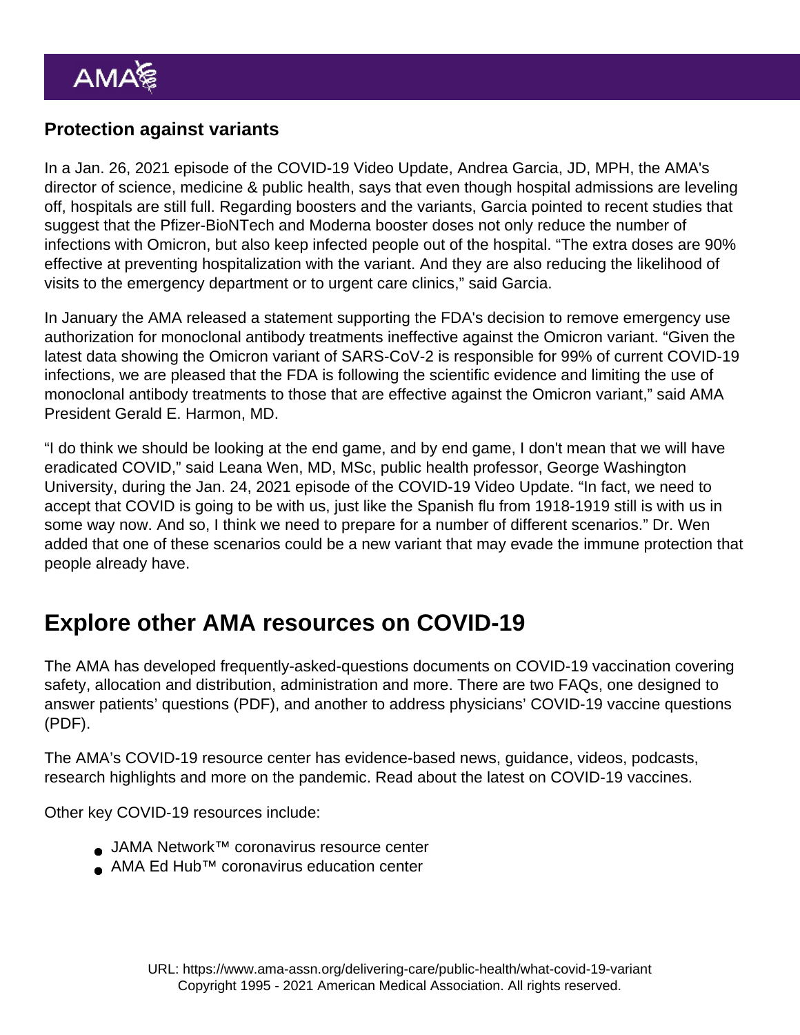### Protection against variants

In a Jan. 26, 2021 episode of the COVID-19 Video Update, Andrea Garcia, JD, MPH, the AMA's director of science, medicine & public health, says that even though hospital admissions are leveling off, hospitals are still full. Regarding boosters and the variants, Garcia pointed to recent studies that suggest that the Pfizer-BioNTech and Moderna booster doses not only reduce the number of infections with Omicron, but also keep infected people out of the hospital. "The extra doses are 90% effective at preventing hospitalization with the variant. And they are also reducing the likelihood of visits to the emergency department or to urgent care clinics," said Garcia.

In January the AMA released a statement supporting the FDA's decision to remove emergency use authorization for monoclonal antibody treatments ineffective against the Omicron variant. "Given the latest data showing the Omicron variant of SARS-CoV-2 is responsible for 99% of current COVID-19 infections, we are pleased that the FDA is following the scientific evidence and limiting the use of monoclonal antibody treatments to those that are effective against the Omicron variant," said AMA President Gerald E. Harmon, MD.

"I do think we should be looking at the end game, and by end game, I don't mean that we will have eradicated COVID," said Leana Wen, MD, MSc, public health professor, George Washington University, during the Jan. 24, 2021 episode of the COVID-19 Video Update. "In fact, we need to accept that COVID is going to be with us, just like the Spanish flu from 1918-1919 still is with us in some way now. And so, I think we need to prepare for a number of different scenarios." Dr. Wen added that one of these scenarios could be a new variant that may evade the immune protection that people already have.

## Explore other AMA resources on COVID-19

The AMA has developed frequently-asked-questions documents on COVID-19 vaccination covering safety, allocation and distribution, administration and more. There are two FAQs, one designed to answer patients' questions (PDF), and another to address physicians' COVID-19 vaccine questions (PDF).

The AMA's COVID-19 resource center has evidence-based news, guidance, videos, podcasts, research highlights and more on the pandemic. Read about the latest on COVID-19 vaccines.

Other key COVID-19 resources include:

- JAMA Network™ coronavirus resource center
- AMA Ed Hub™ coronavirus education center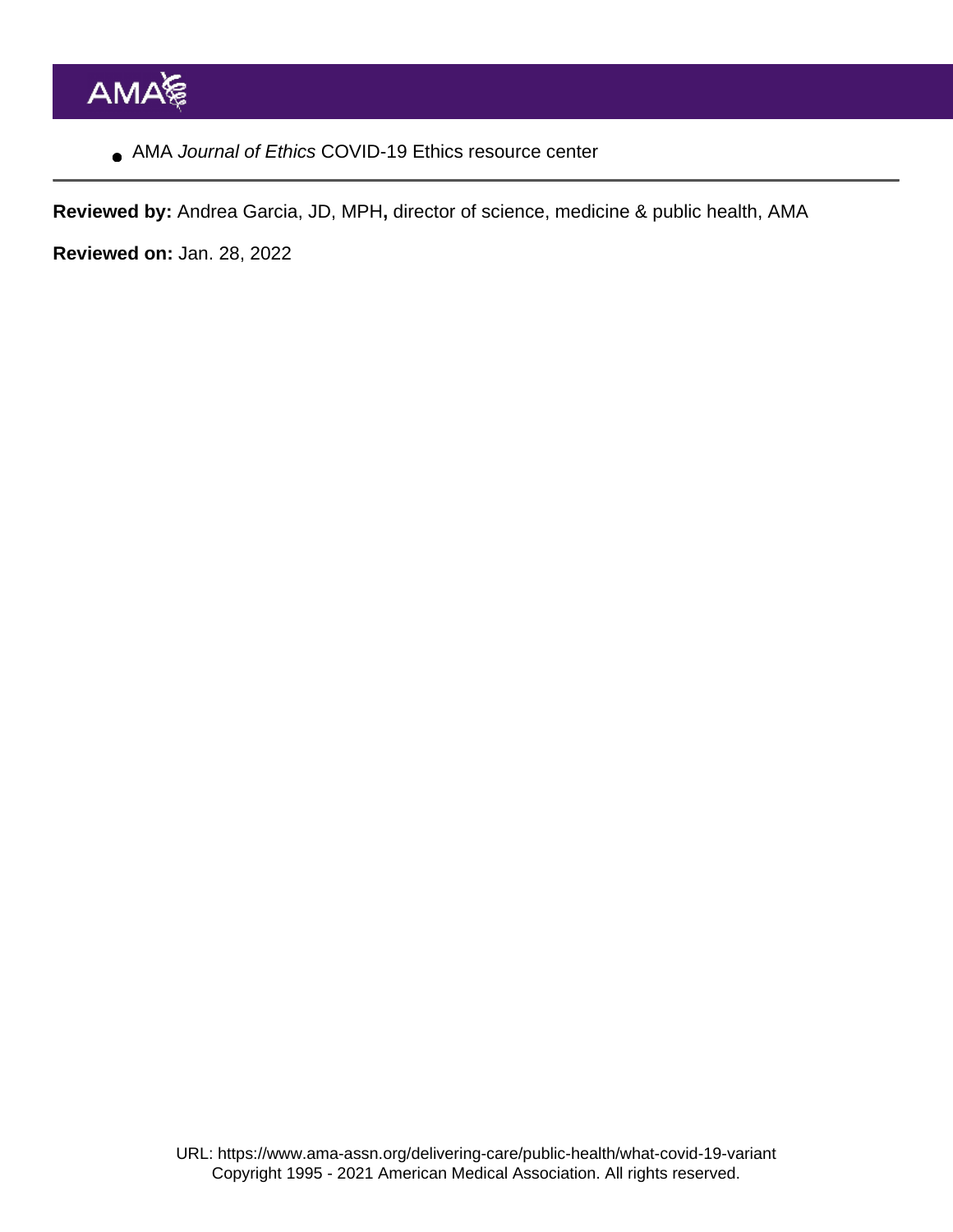- AMA *Journal of Ethics* COVID-19 Ethics resource center

---

**Reviewed by:** Andrea Garcia, JD, MPH**,** director of science, medicine & public health, AMA

**Reviewed on:** Jan. 28, 2022